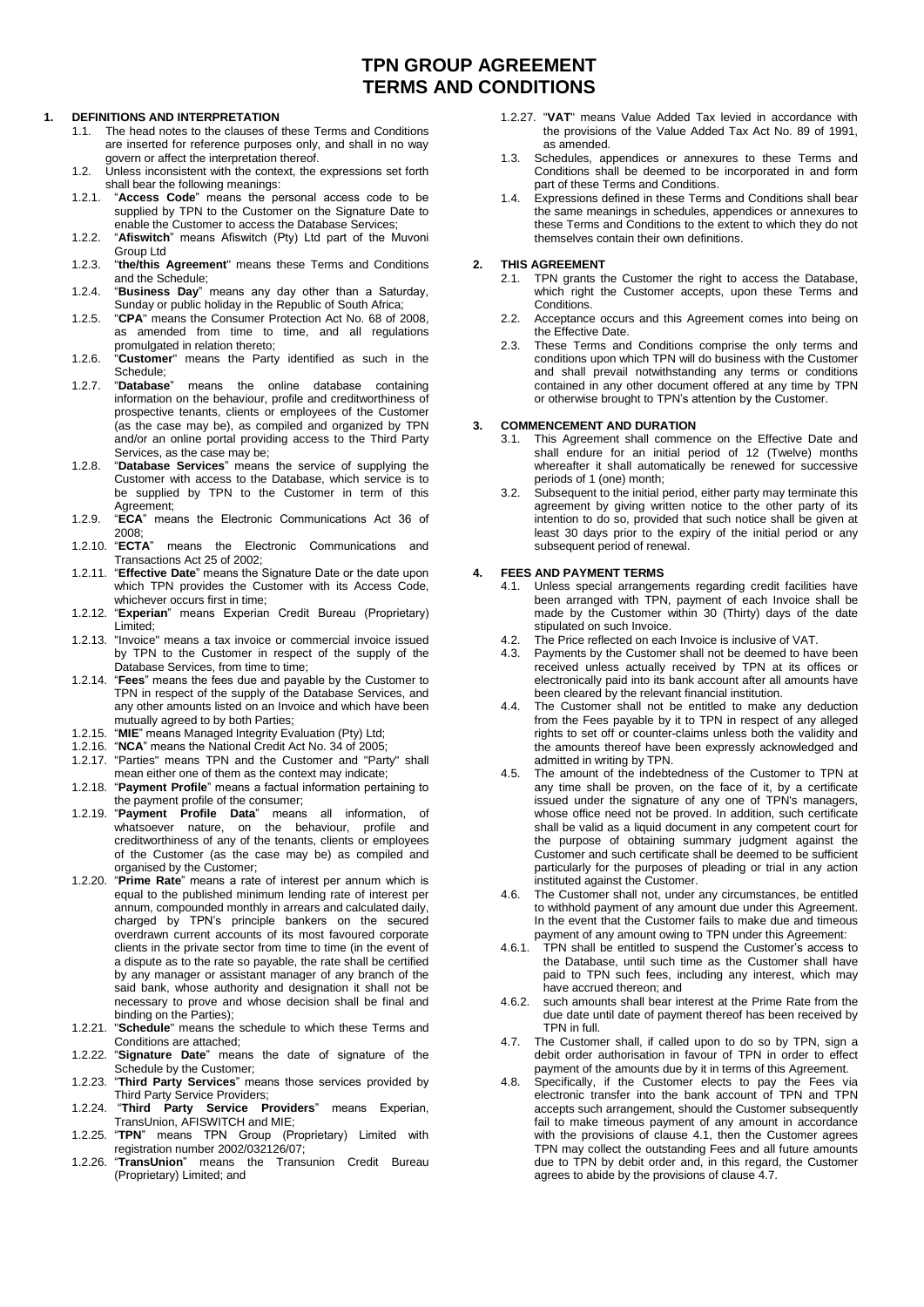# TPN GROUP AGREEMENT
# TERMS AND CONDITIONS

**1. DEFINITIONS AND INTERPRETATION**

1.1. The head notes to the clauses of these Terms and Conditions are inserted for reference purposes only, and shall in no way govern or affect the interpretation thereof.

1.2. Unless inconsistent with the context, the expressions set forth shall bear the following meanings:

1.2.1. "**Access Code**" means the personal access code to be supplied by TPN to the Customer on the Signature Date to enable the Customer to access the Database Services;

1.2.2. "**Afiswitch**" means Afiswitch (Pty) Ltd part of the Muvoni Group Ltd

1.2.3. "**the/this Agreement**" means these Terms and Conditions and the Schedule;

1.2.4. "**Business Day**" means any day other than a Saturday, Sunday or public holiday in the Republic of South Africa;

1.2.5. "**CPA**" means the Consumer Protection Act No. 68 of 2008, as amended from time to time, and all regulations promulgated in relation thereto;

1.2.6. "**Customer**" means the Party identified as such in the Schedule;

1.2.7. "**Database**" means the online database containing information on the behaviour, profile and creditworthiness of prospective tenants, clients or employees of the Customer (as the case may be), as compiled and organized by TPN and/or an online portal providing access to the Third Party Services, as the case may be;

1.2.8. "**Database Services**" means the service of supplying the Customer with access to the Database, which service is to be supplied by TPN to the Customer in term of this Agreement;

1.2.9. "**ECA**" means the Electronic Communications Act 36 of 2008;

1.2.10. "**ECTA**" means the Electronic Communications and Transactions Act 25 of 2002;

1.2.11. "**Effective Date**" means the Signature Date or the date upon which TPN provides the Customer with its Access Code, whichever occurs first in time;

1.2.12. "**Experian**" means Experian Credit Bureau (Proprietary) Limited;

1.2.13. "Invoice" means a tax invoice or commercial invoice issued by TPN to the Customer in respect of the supply of the Database Services, from time to time;

1.2.14. "**Fees**" means the fees due and payable by the Customer to TPN in respect of the supply of the Database Services, and any other amounts listed on an Invoice and which have been mutually agreed to by both Parties;

1.2.15. "**MIE**" means Managed Integrity Evaluation (Pty) Ltd;

1.2.16. "**NCA**" means the National Credit Act No. 34 of 2005;

1.2.17. "Parties" means TPN and the Customer and "Party" shall mean either one of them as the context may indicate;

1.2.18. "**Payment Profile**" means a factual information pertaining to the payment profile of the consumer;

1.2.19. "**Payment Profile Data**" means all information, of whatsoever nature, on the behaviour, profile and creditworthiness of any of the tenants, clients or employees of the Customer (as the case may be) as compiled and organised by the Customer;

1.2.20. "**Prime Rate**" means a rate of interest per annum which is equal to the published minimum lending rate of interest per annum, compounded monthly in arrears and calculated daily, charged by TPN's principle bankers on the secured overdrawn current accounts of its most favoured corporate clients in the private sector from time to time (in the event of a dispute as to the rate so payable, the rate shall be certified by any manager or assistant manager of any branch of the said bank, whose authority and designation it shall not be necessary to prove and whose decision shall be final and binding on the Parties);

1.2.21. "**Schedule**" means the schedule to which these Terms and Conditions are attached;

1.2.22. "**Signature Date**" means the date of signature of the Schedule by the Customer;

1.2.23. "**Third Party Services**" means those services provided by Third Party Service Providers;

1.2.24. "**Third Party Service Providers**" means Experian, TransUnion, AFISWITCH and MIE;

1.2.25. "**TPN**" means TPN Group (Proprietary) Limited with registration number 2002/032126/07;

1.2.26. "**TransUnion**" means the Transunion Credit Bureau (Proprietary) Limited; and

1.2.27. "**VAT**" means Value Added Tax levied in accordance with the provisions of the Value Added Tax Act No. 89 of 1991, as amended.

1.3. Schedules, appendices or annexures to these Terms and Conditions shall be deemed to be incorporated in and form part of these Terms and Conditions.

1.4. Expressions defined in these Terms and Conditions shall bear the same meanings in schedules, appendices or annexures to these Terms and Conditions to the extent to which they do not themselves contain their own definitions.

**2. THIS AGREEMENT**

2.1. TPN grants the Customer the right to access the Database, which right the Customer accepts, upon these Terms and Conditions.

2.2. Acceptance occurs and this Agreement comes into being on the Effective Date.

2.3. These Terms and Conditions comprise the only terms and conditions upon which TPN will do business with the Customer and shall prevail notwithstanding any terms or conditions contained in any other document offered at any time by TPN or otherwise brought to TPN's attention by the Customer.

**3. COMMENCEMENT AND DURATION**

3.1. This Agreement shall commence on the Effective Date and shall endure for an initial period of 12 (Twelve) months whereafter it shall automatically be renewed for successive periods of 1 (one) month;

3.2. Subsequent to the initial period, either party may terminate this agreement by giving written notice to the other party of its intention to do so, provided that such notice shall be given at least 30 days prior to the expiry of the initial period or any subsequent period of renewal.

**4. FEES AND PAYMENT TERMS**

4.1. Unless special arrangements regarding credit facilities have been arranged with TPN, payment of each Invoice shall be made by the Customer within 30 (Thirty) days of the date stipulated on such Invoice.

4.2. The Price reflected on each Invoice is inclusive of VAT.

4.3. Payments by the Customer shall not be deemed to have been received unless actually received by TPN at its offices or electronically paid into its bank account after all amounts have been cleared by the relevant financial institution.

4.4. The Customer shall not be entitled to make any deduction from the Fees payable by it to TPN in respect of any alleged rights to set off or counter-claims unless both the validity and the amounts thereof have been expressly acknowledged and admitted in writing by TPN.

4.5. The amount of the indebtedness of the Customer to TPN at any time shall be proven, on the face of it, by a certificate issued under the signature of any one of TPN's managers, whose office need not be proved. In addition, such certificate shall be valid as a liquid document in any competent court for the purpose of obtaining summary judgment against the Customer and such certificate shall be deemed to be sufficient particularly for the purposes of pleading or trial in any action instituted against the Customer.

4.6. The Customer shall not, under any circumstances, be entitled to withhold payment of any amount due under this Agreement. In the event that the Customer fails to make due and timeous payment of any amount owing to TPN under this Agreement:

4.6.1. TPN shall be entitled to suspend the Customer's access to the Database, until such time as the Customer shall have paid to TPN such fees, including any interest, which may have accrued thereon; and

4.6.2. such amounts shall bear interest at the Prime Rate from the due date until date of payment thereof has been received by TPN in full.

4.7. The Customer shall, if called upon to do so by TPN, sign a debit order authorisation in favour of TPN in order to effect payment of the amounts due by it in terms of this Agreement.

4.8. Specifically, if the Customer elects to pay the Fees via electronic transfer into the bank account of TPN and TPN accepts such arrangement, should the Customer subsequently fail to make timeous payment of any amount in accordance with the provisions of clause 4.1, then the Customer agrees TPN may collect the outstanding Fees and all future amounts due to TPN by debit order and, in this regard, the Customer agrees to abide by the provisions of clause 4.7.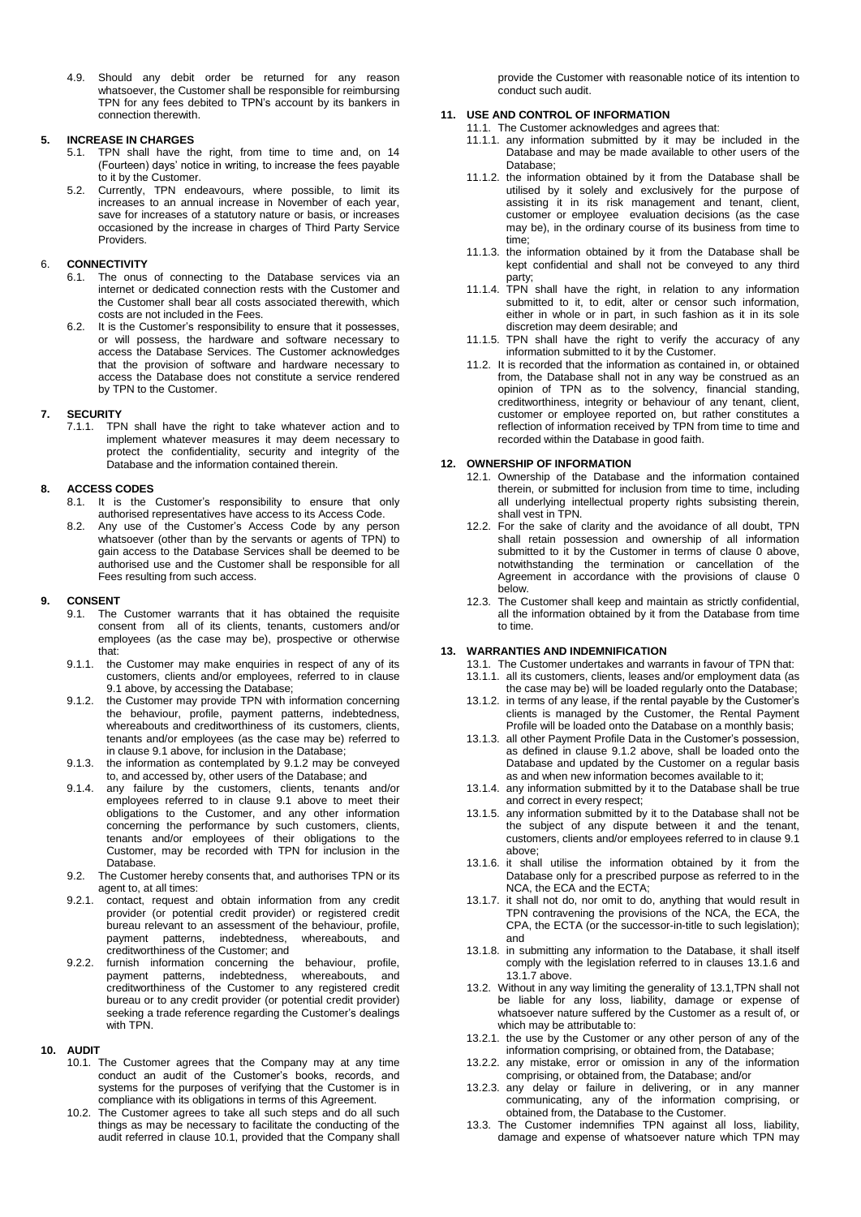4.9. Should any debit order be returned for any reason whatsoever, the Customer shall be responsible for reimbursing TPN for any fees debited to TPN's account by its bankers in connection therewith.

## 5. INCREASE IN CHARGES

5.1. TPN shall have the right, from time to time and, on 14 (Fourteen) days' notice in writing, to increase the fees payable to it by the Customer.

5.2. Currently, TPN endeavours, where possible, to limit its increases to an annual increase in November of each year, save for increases of a statutory nature or basis, or increases occasioned by the increase in charges of Third Party Service Providers.

## 6. CONNECTIVITY

6.1. The onus of connecting to the Database services via an internet or dedicated connection rests with the Customer and the Customer shall bear all costs associated therewith, which costs are not included in the Fees.

6.2. It is the Customer's responsibility to ensure that it possesses, or will possess, the hardware and software necessary to access the Database Services. The Customer acknowledges that the provision of software and hardware necessary to access the Database does not constitute a service rendered by TPN to the Customer.

## 7. SECURITY

7.1.1. TPN shall have the right to take whatever action and to implement whatever measures it may deem necessary to protect the confidentiality, security and integrity of the Database and the information contained therein.

## 8. ACCESS CODES

8.1. It is the Customer's responsibility to ensure that only authorised representatives have access to its Access Code.

8.2. Any use of the Customer's Access Code by any person whatsoever (other than by the servants or agents of TPN) to gain access to the Database Services shall be deemed to be authorised use and the Customer shall be responsible for all Fees resulting from such access.

## 9. CONSENT

9.1. The Customer warrants that it has obtained the requisite consent from all of its clients, tenants, customers and/or employees (as the case may be), prospective or otherwise that:

9.1.1. the Customer may make enquiries in respect of any of its customers, clients and/or employees, referred to in clause 9.1 above, by accessing the Database;

9.1.2. the Customer may provide TPN with information concerning the behaviour, profile, payment patterns, indebtedness, whereabouts and creditworthiness of its customers, clients, tenants and/or employees (as the case may be) referred to in clause 9.1 above, for inclusion in the Database;

9.1.3. the information as contemplated by 9.1.2 may be conveyed to, and accessed by, other users of the Database; and

9.1.4. any failure by the customers, clients, tenants and/or employees referred to in clause 9.1 above to meet their obligations to the Customer, and any other information concerning the performance by such customers, clients, tenants and/or employees of their obligations to the Customer, may be recorded with TPN for inclusion in the Database.

9.2. The Customer hereby consents that, and authorises TPN or its agent to, at all times:

9.2.1. contact, request and obtain information from any credit provider (or potential credit provider) or registered credit bureau relevant to an assessment of the behaviour, profile, payment patterns, indebtedness, whereabouts, and creditworthiness of the Customer; and

9.2.2. furnish information concerning the behaviour, profile, payment patterns, indebtedness, whereabouts, and creditworthiness of the Customer to any registered credit bureau or to any credit provider (or potential credit provider) seeking a trade reference regarding the Customer's dealings with TPN.

## 10. AUDIT

10.1. The Customer agrees that the Company may at any time conduct an audit of the Customer's books, records, and systems for the purposes of verifying that the Customer is in compliance with its obligations in terms of this Agreement.

10.2. The Customer agrees to take all such steps and do all such things as may be necessary to facilitate the conducting of the audit referred in clause 10.1, provided that the Company shall provide the Customer with reasonable notice of its intention to conduct such audit.

## 11. USE AND CONTROL OF INFORMATION

11.1. The Customer acknowledges and agrees that:

11.1.1. any information submitted by it may be included in the Database and may be made available to other users of the Database;

11.1.2. the information obtained by it from the Database shall be utilised by it solely and exclusively for the purpose of assisting it in its risk management and tenant, client, customer or employee evaluation decisions (as the case may be), in the ordinary course of its business from time to time;

11.1.3. the information obtained by it from the Database shall be kept confidential and shall not be conveyed to any third party;

11.1.4. TPN shall have the right, in relation to any information submitted to it, to edit, alter or censor such information, either in whole or in part, in such fashion as it in its sole discretion may deem desirable; and

11.1.5. TPN shall have the right to verify the accuracy of any information submitted to it by the Customer.

11.2. It is recorded that the information as contained in, or obtained from, the Database shall not in any way be construed as an opinion of TPN as to the solvency, financial standing, creditworthiness, integrity or behaviour of any tenant, client, customer or employee reported on, but rather constitutes a reflection of information received by TPN from time to time and recorded within the Database in good faith.

## 12. OWNERSHIP OF INFORMATION

12.1. Ownership of the Database and the information contained therein, or submitted for inclusion from time to time, including all underlying intellectual property rights subsisting therein, shall vest in TPN.

12.2. For the sake of clarity and the avoidance of all doubt, TPN shall retain possession and ownership of all information submitted to it by the Customer in terms of clause 0 above, notwithstanding the termination or cancellation of the Agreement in accordance with the provisions of clause 0 below.

12.3. The Customer shall keep and maintain as strictly confidential, all the information obtained by it from the Database from time to time.

## 13. WARRANTIES AND INDEMNIFICATION

13.1. The Customer undertakes and warrants in favour of TPN that:

13.1.1. all its customers, clients, leases and/or employment data (as the case may be) will be loaded regularly onto the Database;

13.1.2. in terms of any lease, if the rental payable by the Customer's clients is managed by the Customer, the Rental Payment Profile will be loaded onto the Database on a monthly basis;

13.1.3. all other Payment Profile Data in the Customer's possession, as defined in clause 9.1.2 above, shall be loaded onto the Database and updated by the Customer on a regular basis as and when new information becomes available to it;

13.1.4. any information submitted by it to the Database shall be true and correct in every respect;

13.1.5. any information submitted by it to the Database shall not be the subject of any dispute between it and the tenant, customers, clients and/or employees referred to in clause 9.1 above;

13.1.6. it shall utilise the information obtained by it from the Database only for a prescribed purpose as referred to in the NCA, the ECA and the ECTA;

13.1.7. it shall not do, nor omit to do, anything that would result in TPN contravening the provisions of the NCA, the ECA, the CPA, the ECTA (or the successor-in-title to such legislation); and

13.1.8. in submitting any information to the Database, it shall itself comply with the legislation referred to in clauses 13.1.6 and 13.1.7 above.

13.2. Without in any way limiting the generality of 13.1,TPN shall not be liable for any loss, liability, damage or expense of whatsoever nature suffered by the Customer as a result of, or which may be attributable to:

13.2.1. the use by the Customer or any other person of any of the information comprising, or obtained from, the Database;

13.2.2. any mistake, error or omission in any of the information comprising, or obtained from, the Database; and/or

13.2.3. any delay or failure in delivering, or in any manner communicating, any of the information comprising, or obtained from, the Database to the Customer.

13.3. The Customer indemnifies TPN against all loss, liability, damage and expense of whatsoever nature which TPN may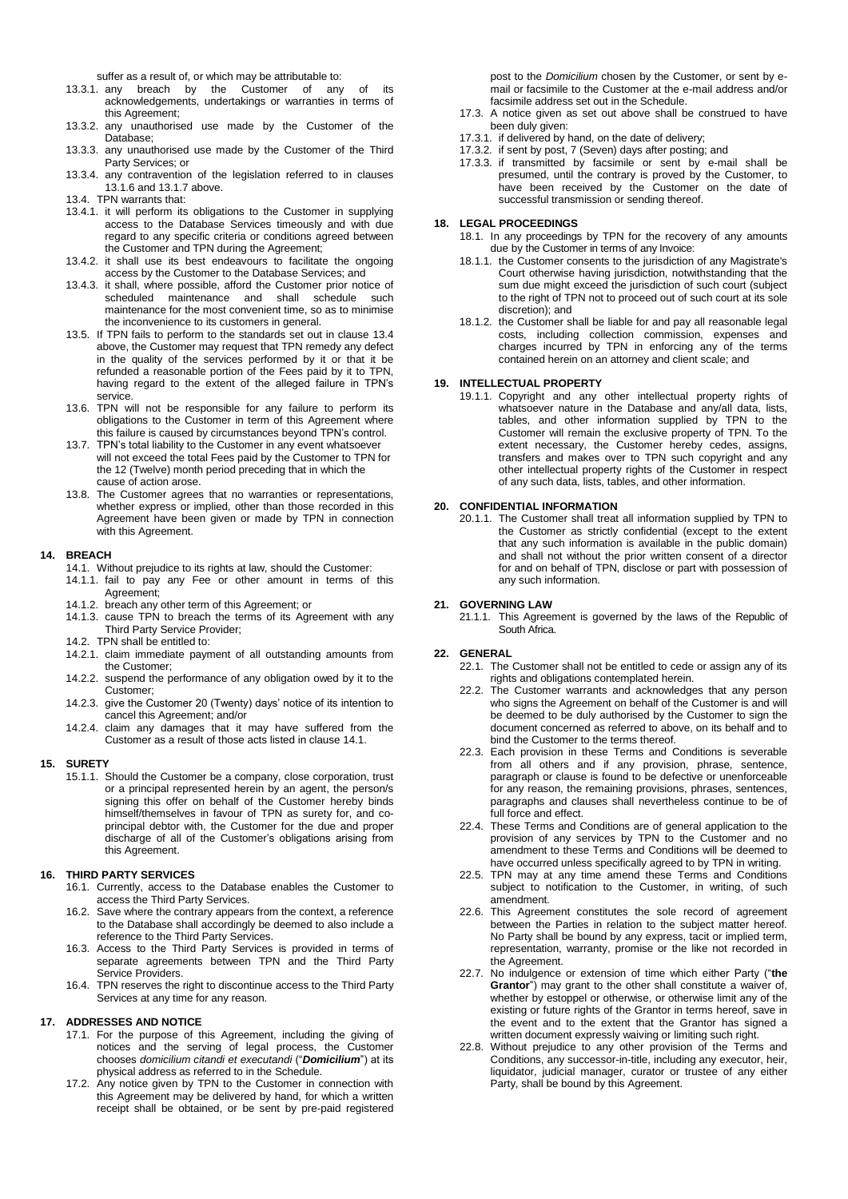suffer as a result of, or which may be attributable to:

13.3.1. any breach by the Customer of any of its acknowledgements, undertakings or warranties in terms of this Agreement;

13.3.2. any unauthorised use made by the Customer of the Database;

13.3.3. any unauthorised use made by the Customer of the Third Party Services; or

13.3.4. any contravention of the legislation referred to in clauses 13.1.6 and 13.1.7 above.

13.4. TPN warrants that:

13.4.1. it will perform its obligations to the Customer in supplying access to the Database Services timeously and with due regard to any specific criteria or conditions agreed between the Customer and TPN during the Agreement;

13.4.2. it shall use its best endeavours to facilitate the ongoing access by the Customer to the Database Services; and

13.4.3. it shall, where possible, afford the Customer prior notice of scheduled maintenance and shall schedule such maintenance for the most convenient time, so as to minimise the inconvenience to its customers in general.

13.5. If TPN fails to perform to the standards set out in clause 13.4 above, the Customer may request that TPN remedy any defect in the quality of the services performed by it or that it be refunded a reasonable portion of the Fees paid by it to TPN, having regard to the extent of the alleged failure in TPN's service.

13.6. TPN will not be responsible for any failure to perform its obligations to the Customer in term of this Agreement where this failure is caused by circumstances beyond TPN's control.

13.7. TPN's total liability to the Customer in any event whatsoever will not exceed the total Fees paid by the Customer to TPN for the 12 (Twelve) month period preceding that in which the cause of action arose.

13.8. The Customer agrees that no warranties or representations, whether express or implied, other than those recorded in this Agreement have been given or made by TPN in connection with this Agreement.

## 14. BREACH

14.1. Without prejudice to its rights at law, should the Customer:

14.1.1. fail to pay any Fee or other amount in terms of this Agreement;

14.1.2. breach any other term of this Agreement; or

14.1.3. cause TPN to breach the terms of its Agreement with any Third Party Service Provider;

14.2. TPN shall be entitled to:

14.2.1. claim immediate payment of all outstanding amounts from the Customer;

14.2.2. suspend the performance of any obligation owed by it to the Customer;

14.2.3. give the Customer 20 (Twenty) days' notice of its intention to cancel this Agreement; and/or

14.2.4. claim any damages that it may have suffered from the Customer as a result of those acts listed in clause 14.1.

## 15. SURETY

15.1.1. Should the Customer be a company, close corporation, trust or a principal represented herein by an agent, the person/s signing this offer on behalf of the Customer hereby binds himself/themselves in favour of TPN as surety for, and co-principal debtor with, the Customer for the due and proper discharge of all of the Customer's obligations arising from this Agreement.

## 16. THIRD PARTY SERVICES

16.1. Currently, access to the Database enables the Customer to access the Third Party Services.

16.2. Save where the contrary appears from the context, a reference to the Database shall accordingly be deemed to also include a reference to the Third Party Services.

16.3. Access to the Third Party Services is provided in terms of separate agreements between TPN and the Third Party Service Providers.

16.4. TPN reserves the right to discontinue access to the Third Party Services at any time for any reason.

## 17. ADDRESSES AND NOTICE

17.1. For the purpose of this Agreement, including the giving of notices and the serving of legal process, the Customer chooses *domicilium citandi et executandi* ("***Domicilium***") at its physical address as referred to in the Schedule.

17.2. Any notice given by TPN to the Customer in connection with this Agreement may be delivered by hand, for which a written receipt shall be obtained, or be sent by pre-paid registered post to the *Domicilium* chosen by the Customer, or sent by e-mail or facsimile to the Customer at the e-mail address and/or facsimile address set out in the Schedule.

17.3. A notice given as set out above shall be construed to have been duly given:

17.3.1. if delivered by hand, on the date of delivery;

17.3.2. if sent by post, 7 (Seven) days after posting; and

17.3.3. if transmitted by facsimile or sent by e-mail shall be presumed, until the contrary is proved by the Customer, to have been received by the Customer on the date of successful transmission or sending thereof.

## 18. LEGAL PROCEEDINGS

18.1. In any proceedings by TPN for the recovery of any amounts due by the Customer in terms of any Invoice:

18.1.1. the Customer consents to the jurisdiction of any Magistrate's Court otherwise having jurisdiction, notwithstanding that the sum due might exceed the jurisdiction of such court (subject to the right of TPN not to proceed out of such court at its sole discretion); and

18.1.2. the Customer shall be liable for and pay all reasonable legal costs, including collection commission, expenses and charges incurred by TPN in enforcing any of the terms contained herein on an attorney and client scale; and

## 19. INTELLECTUAL PROPERTY

19.1.1. Copyright and any other intellectual property rights of whatsoever nature in the Database and any/all data, lists, tables, and other information supplied by TPN to the Customer will remain the exclusive property of TPN. To the extent necessary, the Customer hereby cedes, assigns, transfers and makes over to TPN such copyright and any other intellectual property rights of the Customer in respect of any such data, lists, tables, and other information.

## 20. CONFIDENTIAL INFORMATION

20.1.1. The Customer shall treat all information supplied by TPN to the Customer as strictly confidential (except to the extent that any such information is available in the public domain) and shall not without the prior written consent of a director for and on behalf of TPN, disclose or part with possession of any such information.

## 21. GOVERNING LAW

21.1.1. This Agreement is governed by the laws of the Republic of South Africa.

## 22. GENERAL

22.1. The Customer shall not be entitled to cede or assign any of its rights and obligations contemplated herein.

22.2. The Customer warrants and acknowledges that any person who signs the Agreement on behalf of the Customer is and will be deemed to be duly authorised by the Customer to sign the document concerned as referred to above, on its behalf and to bind the Customer to the terms thereof.

22.3. Each provision in these Terms and Conditions is severable from all others and if any provision, phrase, sentence, paragraph or clause is found to be defective or unenforceable for any reason, the remaining provisions, phrases, sentences, paragraphs and clauses shall nevertheless continue to be of full force and effect.

22.4. These Terms and Conditions are of general application to the provision of any services by TPN to the Customer and no amendment to these Terms and Conditions will be deemed to have occurred unless specifically agreed to by TPN in writing.

22.5. TPN may at any time amend these Terms and Conditions subject to notification to the Customer, in writing, of such amendment.

22.6. This Agreement constitutes the sole record of agreement between the Parties in relation to the subject matter hereof. No Party shall be bound by any express, tacit or implied term, representation, warranty, promise or the like not recorded in the Agreement.

22.7. No indulgence or extension of time which either Party ("**the Grantor**") may grant to the other shall constitute a waiver of, whether by estoppel or otherwise, or otherwise limit any of the existing or future rights of the Grantor in terms hereof, save in the event and to the extent that the Grantor has signed a written document expressly waiving or limiting such right.

22.8. Without prejudice to any other provision of the Terms and Conditions, any successor-in-title, including any executor, heir, liquidator, judicial manager, curator or trustee of any either Party, shall be bound by this Agreement.